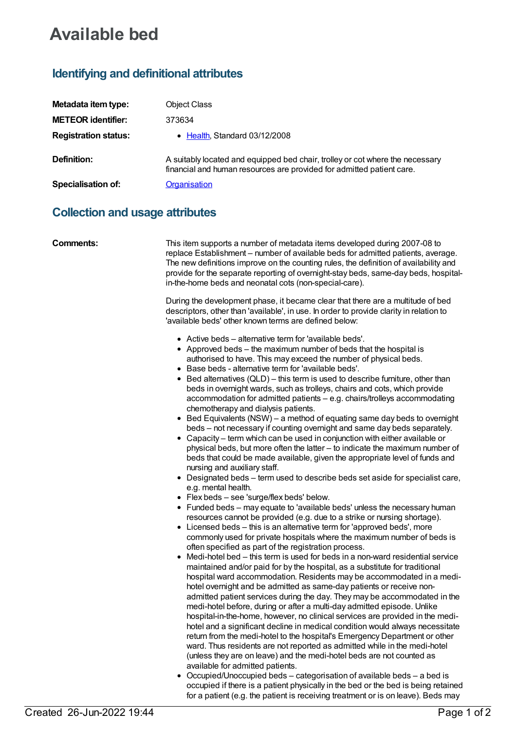# Available bed

## Identifying and definitional attributes

| | |
|---|---|
| **Metadata item type:** | Object Class |
| **METEOR identifier:** | 373634 |
| **Registration status:** | • Health, Standard 03/12/2008 |
| **Definition:** | A suitably located and equipped bed chair, trolley or cot where the necessary financial and human resources are provided for admitted patient care. |
| **Specialisation of:** | Organisation |

## Collection and usage attributes

**Comments:**

This item supports a number of metadata items developed during 2007-08 to replace Establishment – number of available beds for admitted patients, average. The new definitions improve on the counting rules, the definition of availability and provide for the separate reporting of overnight-stay beds, same-day beds, hospital-in-the-home beds and neonatal cots (non-special-care).

During the development phase, it became clear that there are a multitude of bed descriptors, other than 'available', in use. In order to provide clarity in relation to 'available beds' other known terms are defined below:

- Active beds – alternative term for 'available beds'.
- Approved beds – the maximum number of beds that the hospital is authorised to have. This may exceed the number of physical beds.
- Base beds - alternative term for 'available beds'.
- Bed alternatives (QLD) – this term is used to describe furniture, other than beds in overnight wards, such as trolleys, chairs and cots, which provide accommodation for admitted patients – e.g. chairs/trolleys accommodating chemotherapy and dialysis patients.
- Bed Equivalents (NSW) – a method of equating same day beds to overnight beds – not necessary if counting overnight and same day beds separately.
- Capacity – term which can be used in conjunction with either available or physical beds, but more often the latter – to indicate the maximum number of beds that could be made available, given the appropriate level of funds and nursing and auxiliary staff.
- Designated beds – term used to describe beds set aside for specialist care, e.g. mental health.
- Flex beds – see 'surge/flex beds' below.
- Funded beds – may equate to 'available beds' unless the necessary human resources cannot be provided (e.g. due to a strike or nursing shortage).
- Licensed beds – this is an alternative term for 'approved beds', more commonly used for private hospitals where the maximum number of beds is often specified as part of the registration process.
- Medi-hotel bed – this term is used for beds in a non-ward residential service maintained and/or paid for by the hospital, as a substitute for traditional hospital ward accommodation. Residents may be accommodated in a medi-hotel overnight and be admitted as same-day patients or receive non-admitted patient services during the day. They may be accommodated in the medi-hotel before, during or after a multi-day admitted episode. Unlike hospital-in-the-home, however, no clinical services are provided in the medi-hotel and a significant decline in medical condition would always necessitate return from the medi-hotel to the hospital's Emergency Department or other ward. Thus residents are not reported as admitted while in the medi-hotel (unless they are on leave) and the medi-hotel beds are not counted as available for admitted patients.
- Occupied/Unoccupied beds – categorisation of available beds – a bed is occupied if there is a patient physically in the bed or the bed is being retained for a patient (e.g. the patient is receiving treatment or is on leave). Beds may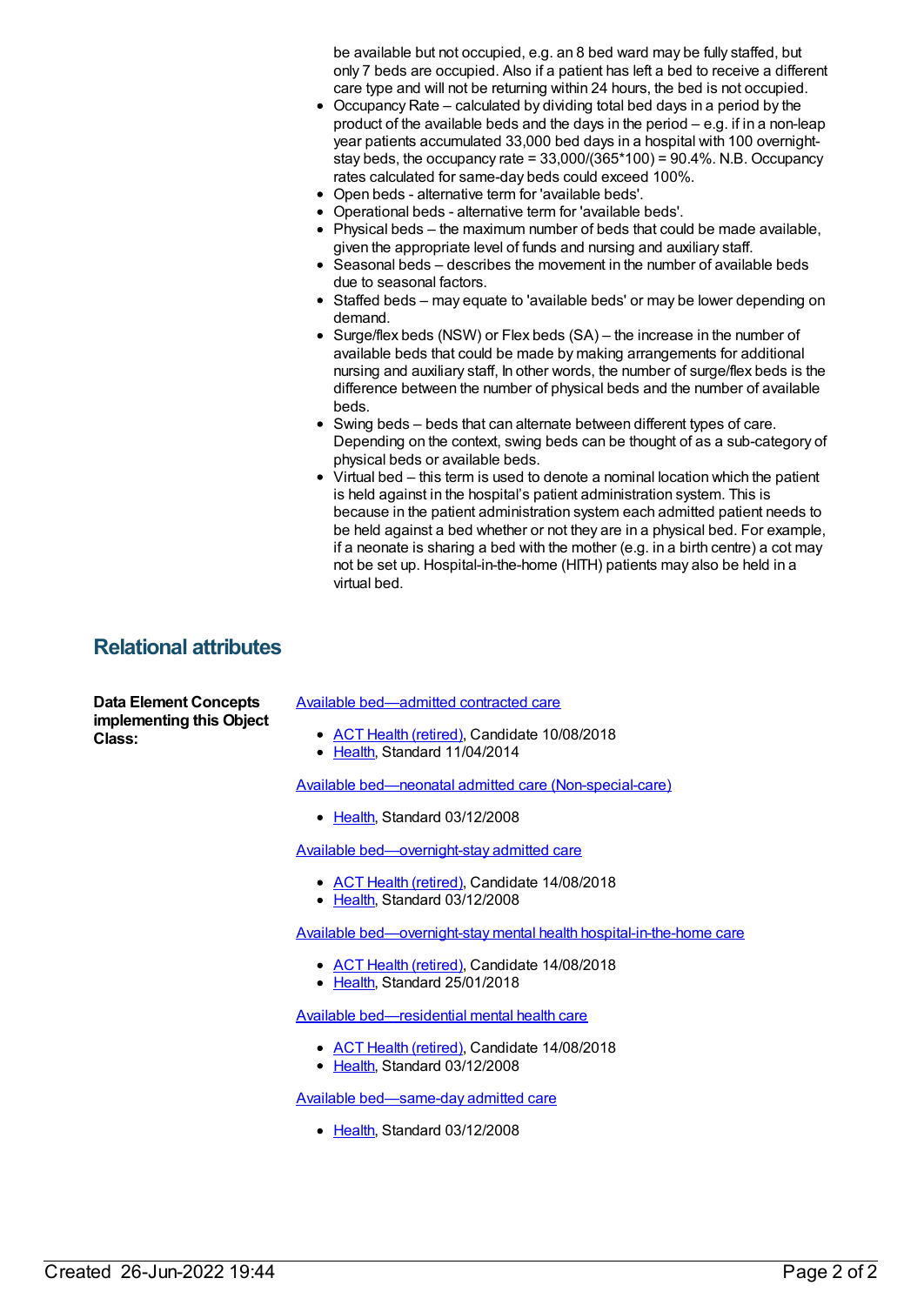be available but not occupied, e.g. an 8 bed ward may be fully staffed, but only 7 beds are occupied. Also if a patient has left a bed to receive a different care type and will not be returning within 24 hours, the bed is not occupied.

- Occupancy Rate – calculated by dividing total bed days in a period by the product of the available beds and the days in the period – e.g. if in a non-leap year patients accumulated 33,000 bed days in a hospital with 100 overnight-stay beds, the occupancy rate = 33,000/(365*100) = 90.4%. N.B. Occupancy rates calculated for same-day beds could exceed 100%.
- Open beds - alternative term for 'available beds'.
- Operational beds - alternative term for 'available beds'.
- Physical beds – the maximum number of beds that could be made available, given the appropriate level of funds and nursing and auxiliary staff.
- Seasonal beds – describes the movement in the number of available beds due to seasonal factors.
- Staffed beds – may equate to 'available beds' or may be lower depending on demand.
- Surge/flex beds (NSW) or Flex beds (SA) – the increase in the number of available beds that could be made by making arrangements for additional nursing and auxiliary staff, In other words, the number of surge/flex beds is the difference between the number of physical beds and the number of available beds.
- Swing beds – beds that can alternate between different types of care. Depending on the context, swing beds can be thought of as a sub-category of physical beds or available beds.
- Virtual bed – this term is used to denote a nominal location which the patient is held against in the hospital's patient administration system. This is because in the patient administration system each admitted patient needs to be held against a bed whether or not they are in a physical bed. For example, if a neonate is sharing a bed with the mother (e.g. in a birth centre) a cot may not be set up. Hospital-in-the-home (HITH) patients may also be held in a virtual bed.

## Relational attributes

**Data Element Concepts implementing this Object Class:**

Available bed—admitted contracted care

- ACT Health (retired), Candidate 10/08/2018
- Health, Standard 11/04/2014

Available bed—neonatal admitted care (Non-special-care)

- Health, Standard 03/12/2008

Available bed—overnight-stay admitted care

- ACT Health (retired), Candidate 14/08/2018
- Health, Standard 03/12/2008

Available bed—overnight-stay mental health hospital-in-the-home care

- ACT Health (retired), Candidate 14/08/2018
- Health, Standard 25/01/2018

Available bed—residential mental health care

- ACT Health (retired), Candidate 14/08/2018
- Health, Standard 03/12/2008

Available bed—same-day admitted care

- Health, Standard 03/12/2008

Created 26-Jun-2022 19:44